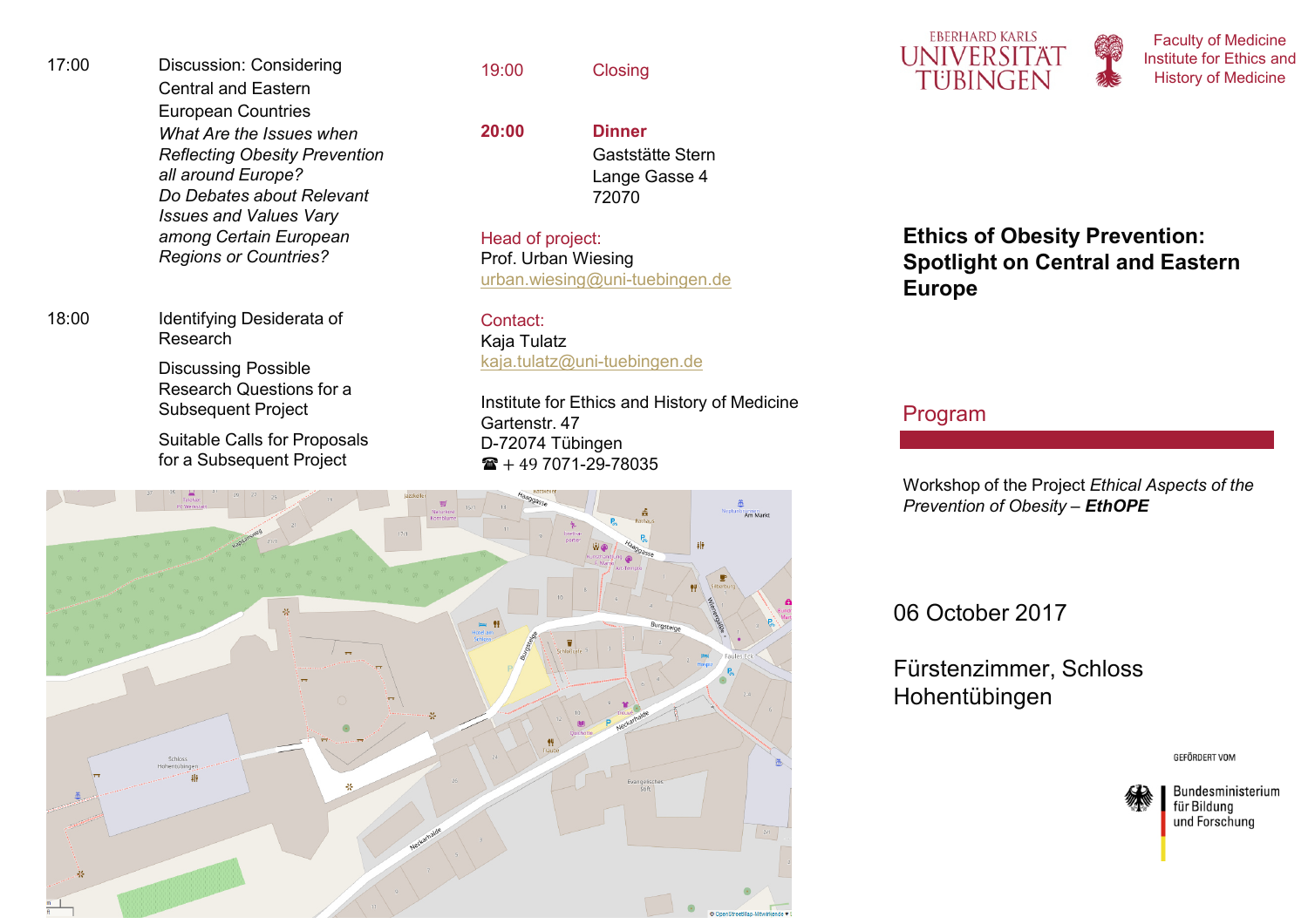| | |
|---|---|
| 17:00 | Discussion: Considering Central and Eastern European Countries<br>*What Are the Issues when Reflecting Obesity Prevention all around Europe?*<br>*Do Debates about Relevant Issues and Values Vary among Certain European Regions or Countries?* |
| 18:00 | Identifying Desiderata of Research<br>Discussing Possible Research Questions for a Subsequent Project<br>Suitable Calls for Proposals for a Subsequent Project |
| 19:00 | Closing |
| **20:00** | **Dinner**<br>Gaststätte Stern<br>Lange Gasse 4<br>72070 |

Head of project:
Prof. Urban Wiesing
urban.wiesing@uni-tuebingen.de

Contact:
Kaja Tulatz
kaja.tulatz@uni-tuebingen.de

Institute for Ethics and History of Medicine
Gartenstr. 47
D-72074 Tübingen
☎ + 49 7071-29-78035

EBERHARD KARLS UNIVERSITÄT TÜBINGEN

Faculty of Medicine
Institute for Ethics and History of Medicine

# Ethics of Obesity Prevention: Spotlight on Central and Eastern Europe

## Program

Workshop of the Project *Ethical Aspects of the Prevention of Obesity* – ***EthOPE***

06 October 2017

Fürstenzimmer, Schloss Hohentübingen

GEFÖRDERT VOM

Bundesministerium für Bildung und Forschung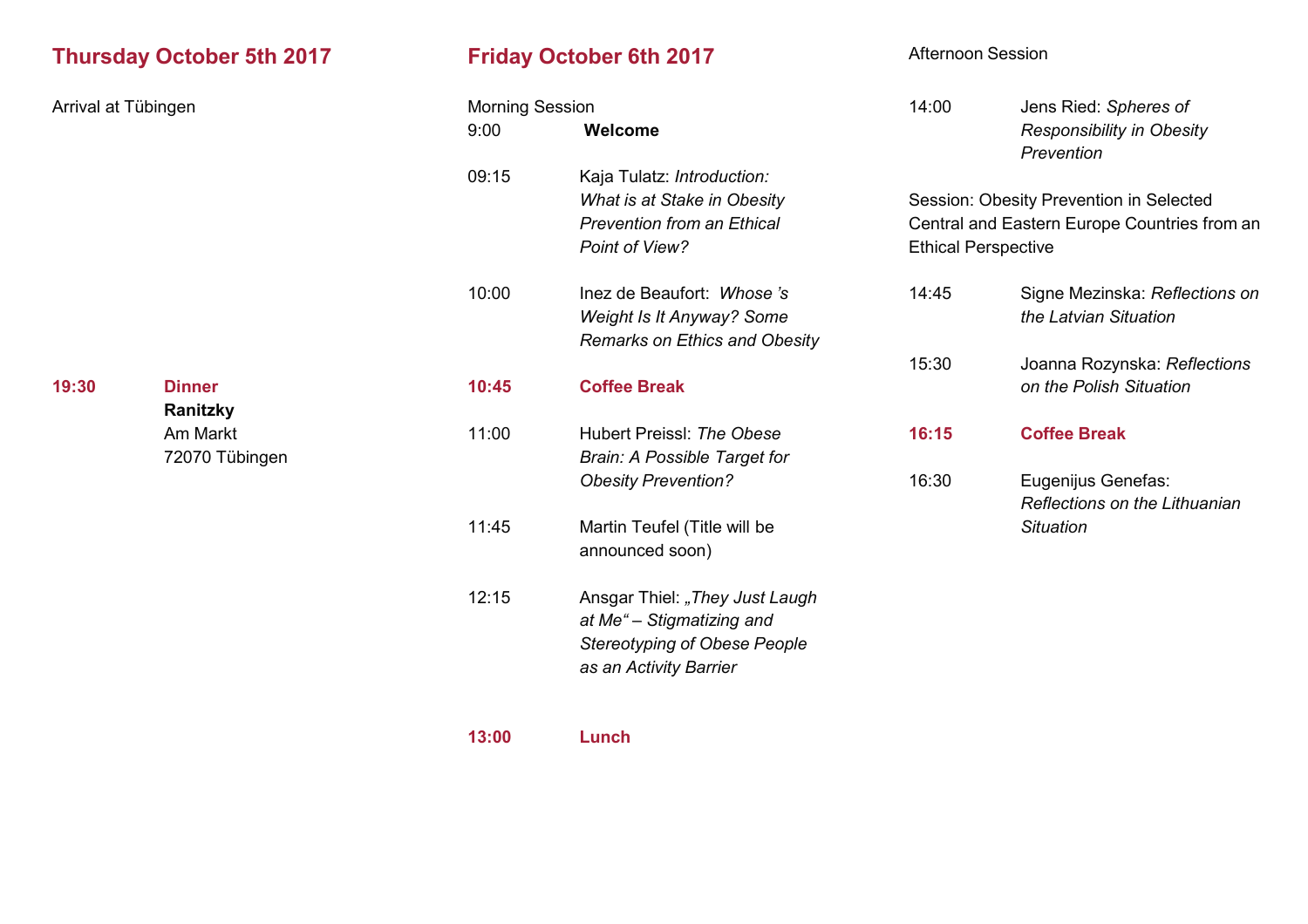## Thursday October 5th 2017

Arrival at Tübingen

**19:30** **Dinner**
**Ranitzky**
Am Markt
72070 Tübingen

## Friday October 6th 2017

Morning Session

9:00 **Welcome**

09:15 Kaja Tulatz: *Introduction: What is at Stake in Obesity Prevention from an Ethical Point of View?*

10:00 Inez de Beaufort: *Whose 's Weight Is It Anyway? Some Remarks on Ethics and Obesity*

**10:45** **Coffee Break**

11:00 Hubert Preissl: *The Obese Brain: A Possible Target for Obesity Prevention?*

11:45 Martin Teufel (Title will be announced soon)

12:15 Ansgar Thiel: *„They Just Laugh at Me" – Stigmatizing and Stereotyping of Obese People as an Activity Barrier*

**13:00** **Lunch**

Afternoon Session

14:00 Jens Ried: *Spheres of Responsibility in Obesity Prevention*

Session: Obesity Prevention in Selected Central and Eastern Europe Countries from an Ethical Perspective

14:45 Signe Mezinska: *Reflections on the Latvian Situation*

15:30 Joanna Rozynska: *Reflections on the Polish Situation*

**16:15** **Coffee Break**

16:30 Eugenijus Genefas: *Reflections on the Lithuanian Situation*